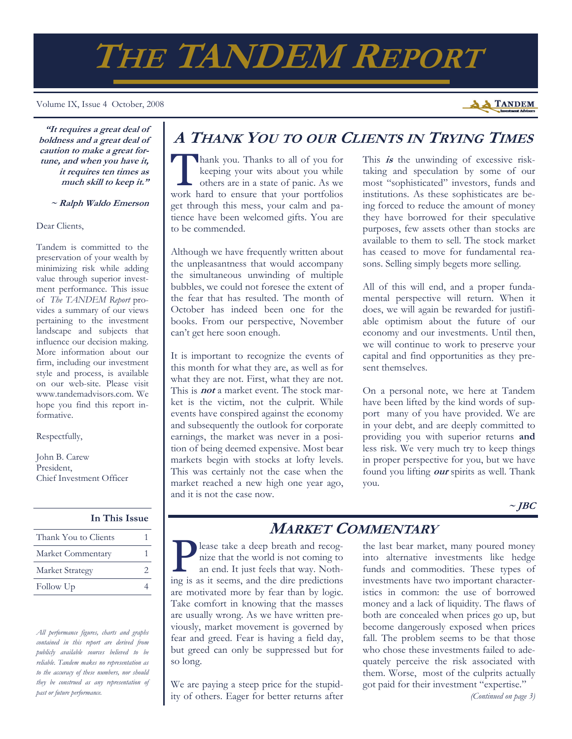# THE TANDEM REPORT

Volume IX, Issue 4 October, 2008

> ***"It requires a great deal of boldness and a great deal of caution to make a great fortune, and when you have it, it requires ten times as much skill to keep it."***
>
> ***~ Ralph Waldo Emerson***

Dear Clients,

Tandem is committed to the preservation of your wealth by minimizing risk while adding value through superior investment performance. This issue of *The TANDEM Report* provides a summary of our views pertaining to the investment landscape and subjects that influence our decision making. More information about our firm, including our investment style and process, is available on our web-site. Please visit www.tandemadvisors.com. We hope you find this report informative.

Respectfully,

John B. Carew
President,
Chief Investment Officer

| In This Issue | |
|---|---|
| Thank You to Clients | 1 |
| Market Commentary | 1 |
| Market Strategy | 2 |
| Follow Up | 4 |

*All performance figures, charts and graphs contained in this report are derived from publicly available sources believed to be reliable. Tandem makes no representation as to the accuracy of these numbers, nor should they be construed as any representation of past or future performance.*

## A THANK YOU TO OUR CLIENTS IN TRYING TIMES

Thank you. Thanks to all of you for keeping your wits about you while others are in a state of panic. As we work hard to ensure that your portfolios get through this mess, your calm and patience have been welcomed gifts. You are to be commended.

Although we have frequently written about the unpleasantness that would accompany the simultaneous unwinding of multiple bubbles, we could not foresee the extent of the fear that has resulted. The month of October has indeed been one for the books. From our perspective, November can't get here soon enough.

It is important to recognize the events of this month for what they are, as well as for what they are not. First, what they are not. This is ***not*** a market event. The stock market is the victim, not the culprit. While events have conspired against the economy and subsequently the outlook for corporate earnings, the market was never in a position of being deemed expensive. Most bear markets begin with stocks at lofty levels. This was certainly not the case when the market reached a new high one year ago, and it is not the case now.

This ***is*** the unwinding of excessive risk-taking and speculation by some of our most "sophisticated" investors, funds and institutions. As these sophisticates are being forced to reduce the amount of money they have borrowed for their speculative purposes, few assets other than stocks are available to them to sell. The stock market has ceased to move for fundamental reasons. Selling simply begets more selling.

All of this will end, and a proper fundamental perspective will return. When it does, we will again be rewarded for justifiable optimism about the future of our economy and our investments. Until then, we will continue to work to preserve your capital and find opportunities as they present themselves.

On a personal note, we here at Tandem have been lifted by the kind words of support many of you have provided. We are in your debt, and are deeply committed to providing you with superior returns **and** less risk. We very much try to keep things in proper perspective for you, but we have found you lifting ***our*** spirits as well. Thank you.

***~ JBC***

## MARKET COMMENTARY

Please take a deep breath and recognize that the world is not coming to an end. It just feels that way. Nothing is as it seems, and the dire predictions are motivated more by fear than by logic. Take comfort in knowing that the masses are usually wrong. As we have written previously, market movement is governed by fear and greed. Fear is having a field day, but greed can only be suppressed but for so long.

We are paying a steep price for the stupidity of others. Eager for better returns after the last bear market, many poured money into alternative investments like hedge funds and commodities. These types of investments have two important characteristics in common: the use of borrowed money and a lack of liquidity. The flaws of both are concealed when prices go up, but become dangerously exposed when prices fall. The problem seems to be that those who chose these investments failed to adequately perceive the risk associated with them. Worse, most of the culprits actually got paid for their investment "expertise."

*(Continued on page 3)*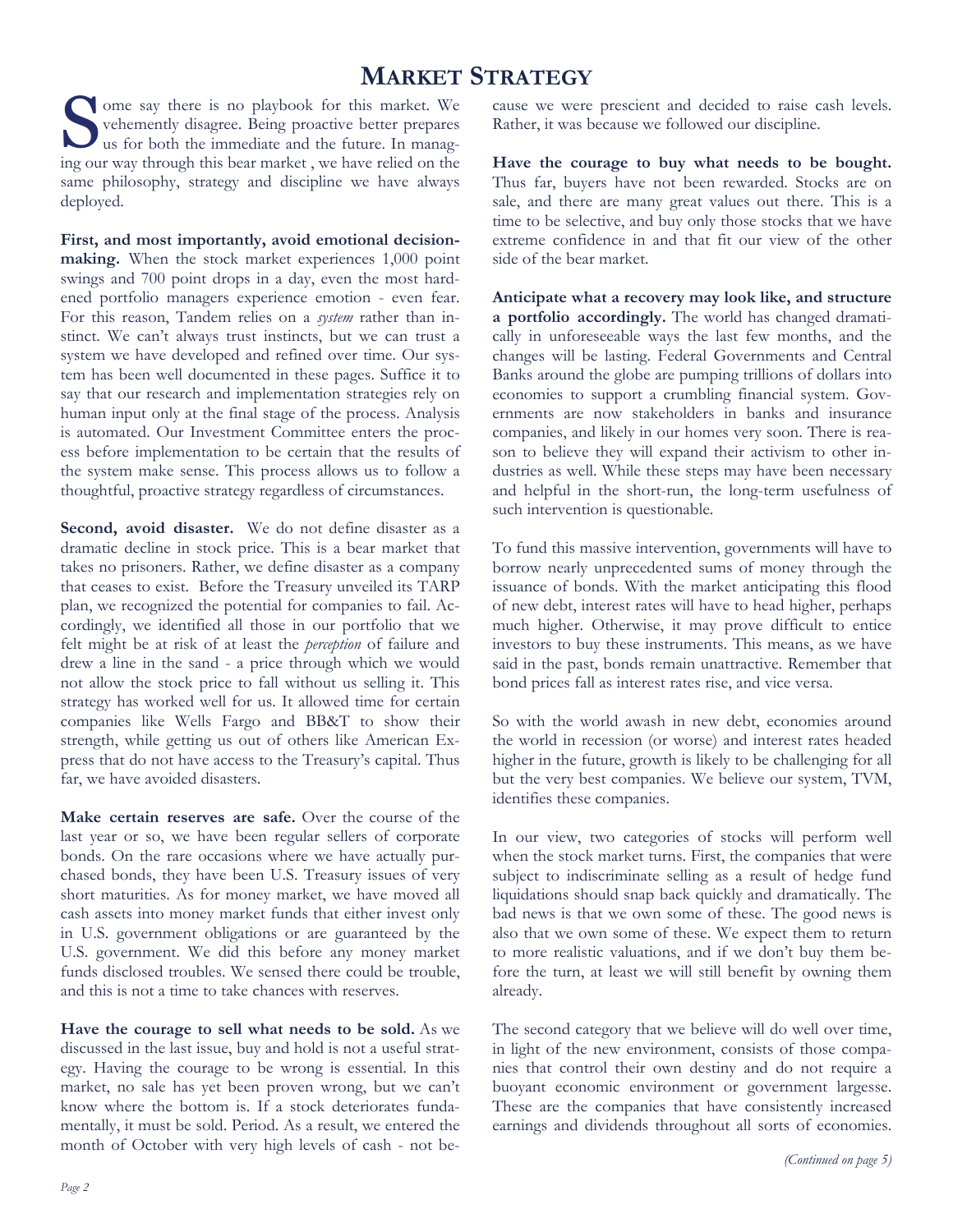# MARKET STRATEGY

Some say there is no playbook for this market. We vehemently disagree. Being proactive better prepares us for both the immediate and the future. In managing our way through this bear market , we have relied on the same philosophy, strategy and discipline we have always deployed.

**First, and most importantly, avoid emotional decision-making.** When the stock market experiences 1,000 point swings and 700 point drops in a day, even the most hardened portfolio managers experience emotion - even fear. For this reason, Tandem relies on a *system* rather than instinct. We can't always trust instincts, but we can trust a system we have developed and refined over time. Our system has been well documented in these pages. Suffice it to say that our research and implementation strategies rely on human input only at the final stage of the process. Analysis is automated. Our Investment Committee enters the process before implementation to be certain that the results of the system make sense. This process allows us to follow a thoughtful, proactive strategy regardless of circumstances.

**Second, avoid disaster.** We do not define disaster as a dramatic decline in stock price. This is a bear market that takes no prisoners. Rather, we define disaster as a company that ceases to exist. Before the Treasury unveiled its TARP plan, we recognized the potential for companies to fail. Accordingly, we identified all those in our portfolio that we felt might be at risk of at least the *perception* of failure and drew a line in the sand - a price through which we would not allow the stock price to fall without us selling it. This strategy has worked well for us. It allowed time for certain companies like Wells Fargo and BB&T to show their strength, while getting us out of others like American Express that do not have access to the Treasury's capital. Thus far, we have avoided disasters.

**Make certain reserves are safe.** Over the course of the last year or so, we have been regular sellers of corporate bonds. On the rare occasions where we have actually purchased bonds, they have been U.S. Treasury issues of very short maturities. As for money market, we have moved all cash assets into money market funds that either invest only in U.S. government obligations or are guaranteed by the U.S. government. We did this before any money market funds disclosed troubles. We sensed there could be trouble, and this is not a time to take chances with reserves.

**Have the courage to sell what needs to be sold.** As we discussed in the last issue, buy and hold is not a useful strategy. Having the courage to be wrong is essential. In this market, no sale has yet been proven wrong, but we can't know where the bottom is. If a stock deteriorates fundamentally, it must be sold. Period. As a result, we entered the month of October with very high levels of cash - not because we were prescient and decided to raise cash levels. Rather, it was because we followed our discipline.

**Have the courage to buy what needs to be bought.** Thus far, buyers have not been rewarded. Stocks are on sale, and there are many great values out there. This is a time to be selective, and buy only those stocks that we have extreme confidence in and that fit our view of the other side of the bear market.

**Anticipate what a recovery may look like, and structure a portfolio accordingly.** The world has changed dramatically in unforeseeable ways the last few months, and the changes will be lasting. Federal Governments and Central Banks around the globe are pumping trillions of dollars into economies to support a crumbling financial system. Governments are now stakeholders in banks and insurance companies, and likely in our homes very soon. There is reason to believe they will expand their activism to other industries as well. While these steps may have been necessary and helpful in the short-run, the long-term usefulness of such intervention is questionable.

To fund this massive intervention, governments will have to borrow nearly unprecedented sums of money through the issuance of bonds. With the market anticipating this flood of new debt, interest rates will have to head higher, perhaps much higher. Otherwise, it may prove difficult to entice investors to buy these instruments. This means, as we have said in the past, bonds remain unattractive. Remember that bond prices fall as interest rates rise, and vice versa.

So with the world awash in new debt, economies around the world in recession (or worse) and interest rates headed higher in the future, growth is likely to be challenging for all but the very best companies. We believe our system, TVM, identifies these companies.

In our view, two categories of stocks will perform well when the stock market turns. First, the companies that were subject to indiscriminate selling as a result of hedge fund liquidations should snap back quickly and dramatically. The bad news is that we own some of these. The good news is also that we own some of these. We expect them to return to more realistic valuations, and if we don't buy them before the turn, at least we will still benefit by owning them already.

The second category that we believe will do well over time, in light of the new environment, consists of those companies that control their own destiny and do not require a buoyant economic environment or government largesse. These are the companies that have consistently increased earnings and dividends throughout all sorts of economies.

*(Continued on page 5)*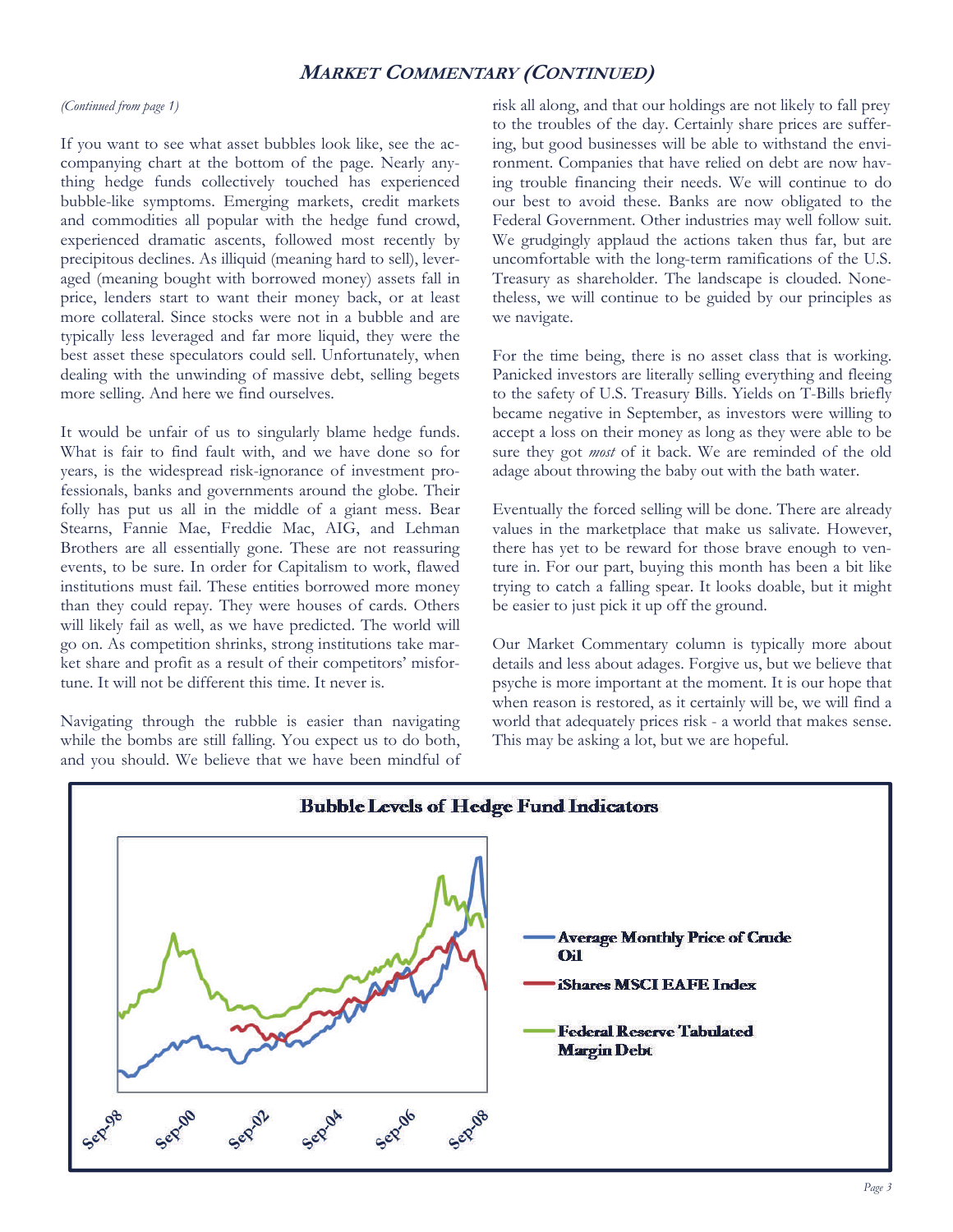## MARKET COMMENTARY (CONTINUED)

*(Continued from page 1)*

If you want to see what asset bubbles look like, see the accompanying chart at the bottom of the page. Nearly anything hedge funds collectively touched has experienced bubble-like symptoms. Emerging markets, credit markets and commodities all popular with the hedge fund crowd, experienced dramatic ascents, followed most recently by precipitous declines. As illiquid (meaning hard to sell), leveraged (meaning bought with borrowed money) assets fall in price, lenders start to want their money back, or at least more collateral. Since stocks were not in a bubble and are typically less leveraged and far more liquid, they were the best asset these speculators could sell. Unfortunately, when dealing with the unwinding of massive debt, selling begets more selling. And here we find ourselves.

It would be unfair of us to singularly blame hedge funds. What is fair to find fault with, and we have done so for years, is the widespread risk-ignorance of investment professionals, banks and governments around the globe. Their folly has put us all in the middle of a giant mess. Bear Stearns, Fannie Mae, Freddie Mac, AIG, and Lehman Brothers are all essentially gone. These are not reassuring events, to be sure. In order for Capitalism to work, flawed institutions must fail. These entities borrowed more money than they could repay. They were houses of cards. Others will likely fail as well, as we have predicted. The world will go on. As competition shrinks, strong institutions take market share and profit as a result of their competitors' misfortune. It will not be different this time. It never is.

Navigating through the rubble is easier than navigating while the bombs are still falling. You expect us to do both, and you should. We believe that we have been mindful of risk all along, and that our holdings are not likely to fall prey to the troubles of the day. Certainly share prices are suffering, but good businesses will be able to withstand the environment. Companies that have relied on debt are now having trouble financing their needs. We will continue to do our best to avoid these. Banks are now obligated to the Federal Government. Other industries may well follow suit. We grudgingly applaud the actions taken thus far, but are uncomfortable with the long-term ramifications of the U.S. Treasury as shareholder. The landscape is clouded. Nonetheless, we will continue to be guided by our principles as we navigate.

For the time being, there is no asset class that is working. Panicked investors are literally selling everything and fleeing to the safety of U.S. Treasury Bills. Yields on T-Bills briefly became negative in September, as investors were willing to accept a loss on their money as long as they were able to be sure they got *most* of it back. We are reminded of the old adage about throwing the baby out with the bath water.

Eventually the forced selling will be done. There are already values in the marketplace that make us salivate. However, there has yet to be reward for those brave enough to venture in. For our part, buying this month has been a bit like trying to catch a falling spear. It looks doable, but it might be easier to just pick it up off the ground.

Our Market Commentary column is typically more about details and less about adages. Forgive us, but we believe that psyche is more important at the moment. It is our hope that when reason is restored, as it certainly will be, we will find a world that adequately prices risk - a world that makes sense. This may be asking a lot, but we are hopeful.

**Bubble Levels of Hedge Fund Indicators**

- Average Monthly Price of Crude Oil
- iShares MSCI EAFE Index
- Federal Reserve Tabulated Margin Debt

Sep-98 Sep-00 Sep-02 Sep-04 Sep-06 Sep-08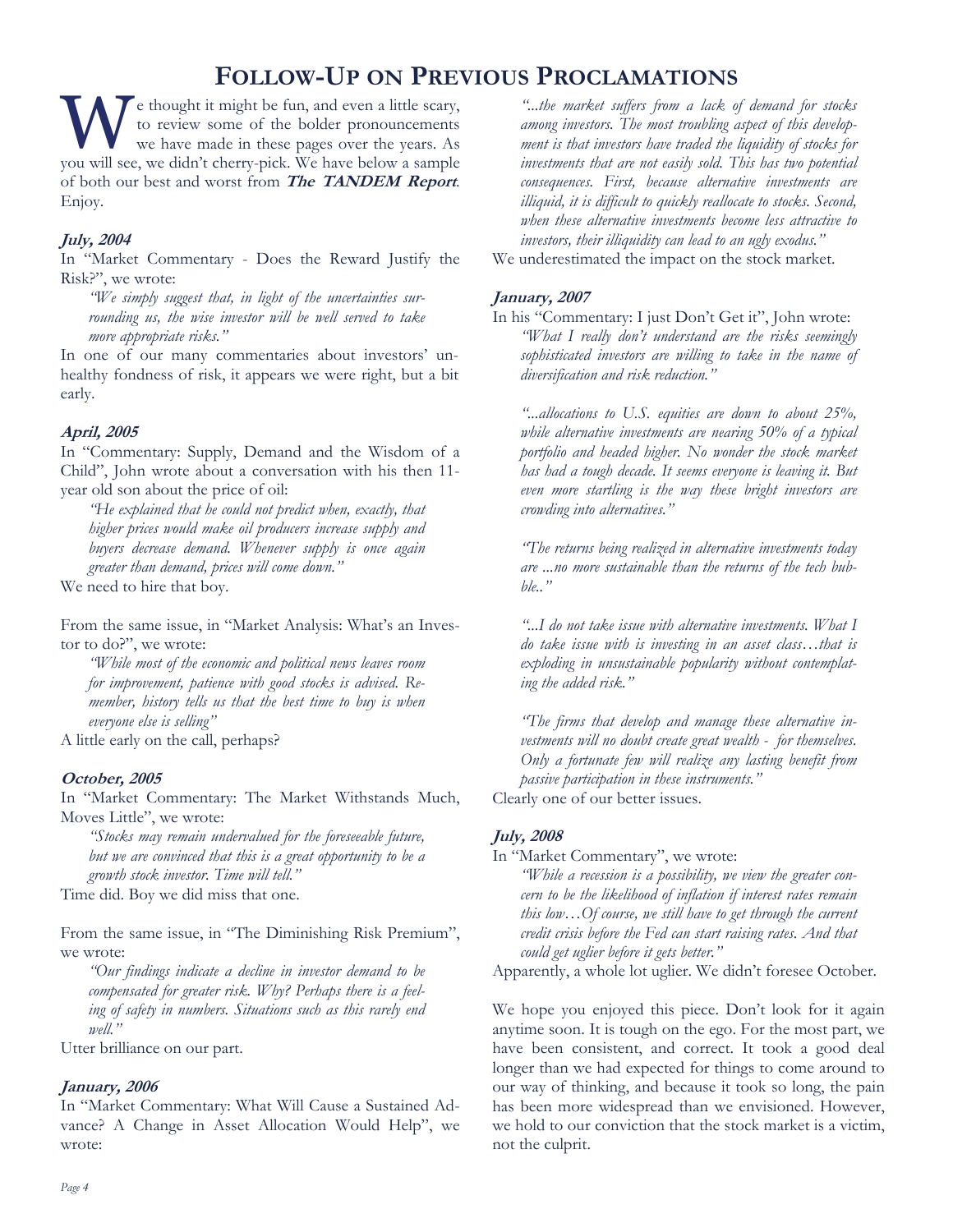# Follow-Up on Previous Proclamations

We thought it might be fun, and even a little scary, to review some of the bolder pronouncements we have made in these pages over the years. As you will see, we didn't cherry-pick. We have below a sample of both our best and worst from ***The TANDEM Report***. Enjoy.

***July, 2004***

In "Market Commentary - Does the Reward Justify the Risk?", we wrote:

> *"We simply suggest that, in light of the uncertainties surrounding us, the wise investor will be well served to take more appropriate risks."*

In one of our many commentaries about investors' unhealthy fondness of risk, it appears we were right, but a bit early.

***April, 2005***

In "Commentary: Supply, Demand and the Wisdom of a Child", John wrote about a conversation with his then 11-year old son about the price of oil:

> *"He explained that he could not predict when, exactly, that higher prices would make oil producers increase supply and buyers decrease demand. Whenever supply is once again greater than demand, prices will come down."*

We need to hire that boy.

From the same issue, in "Market Analysis: What's an Investor to do?", we wrote:

> *"While most of the economic and political news leaves room for improvement, patience with good stocks is advised. Remember, history tells us that the best time to buy is when everyone else is selling"*

A little early on the call, perhaps?

***October, 2005***

In "Market Commentary: The Market Withstands Much, Moves Little", we wrote:

> *"Stocks may remain undervalued for the foreseeable future, but we are convinced that this is a great opportunity to be a growth stock investor. Time will tell."*

Time did. Boy we did miss that one.

From the same issue, in "The Diminishing Risk Premium", we wrote:

> *"Our findings indicate a decline in investor demand to be compensated for greater risk. Why? Perhaps there is a feeling of safety in numbers. Situations such as this rarely end well."*

Utter brilliance on our part.

***January, 2006***

In "Market Commentary: What Will Cause a Sustained Advance? A Change in Asset Allocation Would Help", we wrote:

> *"...the market suffers from a lack of demand for stocks among investors. The most troubling aspect of this development is that investors have traded the liquidity of stocks for investments that are not easily sold. This has two potential consequences. First, because alternative investments are illiquid, it is difficult to quickly reallocate to stocks. Second, when these alternative investments become less attractive to investors, their illiquidity can lead to an ugly exodus."*

We underestimated the impact on the stock market.

***January, 2007***

In his "Commentary: I just Don't Get it", John wrote:

> *"What I really don't understand are the risks seemingly sophisticated investors are willing to take in the name of diversification and risk reduction."*
>
> *"...allocations to U.S. equities are down to about 25%, while alternative investments are nearing 50% of a typical portfolio and headed higher. No wonder the stock market has had a tough decade. It seems everyone is leaving it. But even more startling is the way these bright investors are crowding into alternatives."*
>
> *"The returns being realized in alternative investments today are ...no more sustainable than the returns of the tech bubble.."*
>
> *"...I do not take issue with alternative investments. What I do take issue with is investing in an asset class…that is exploding in unsustainable popularity without contemplating the added risk."*
>
> *"The firms that develop and manage these alternative investments will no doubt create great wealth - for themselves. Only a fortunate few will realize any lasting benefit from passive participation in these instruments."*

Clearly one of our better issues.

***July, 2008***

In "Market Commentary", we wrote:

> *"While a recession is a possibility, we view the greater concern to be the likelihood of inflation if interest rates remain this low…Of course, we still have to get through the current credit crisis before the Fed can start raising rates. And that could get uglier before it gets better."*

Apparently, a whole lot uglier. We didn't foresee October.

We hope you enjoyed this piece. Don't look for it again anytime soon. It is tough on the ego. For the most part, we have been consistent, and correct. It took a good deal longer than we had expected for things to come around to our way of thinking, and because it took so long, the pain has been more widespread than we envisioned. However, we hold to our conviction that the stock market is a victim, not the culprit.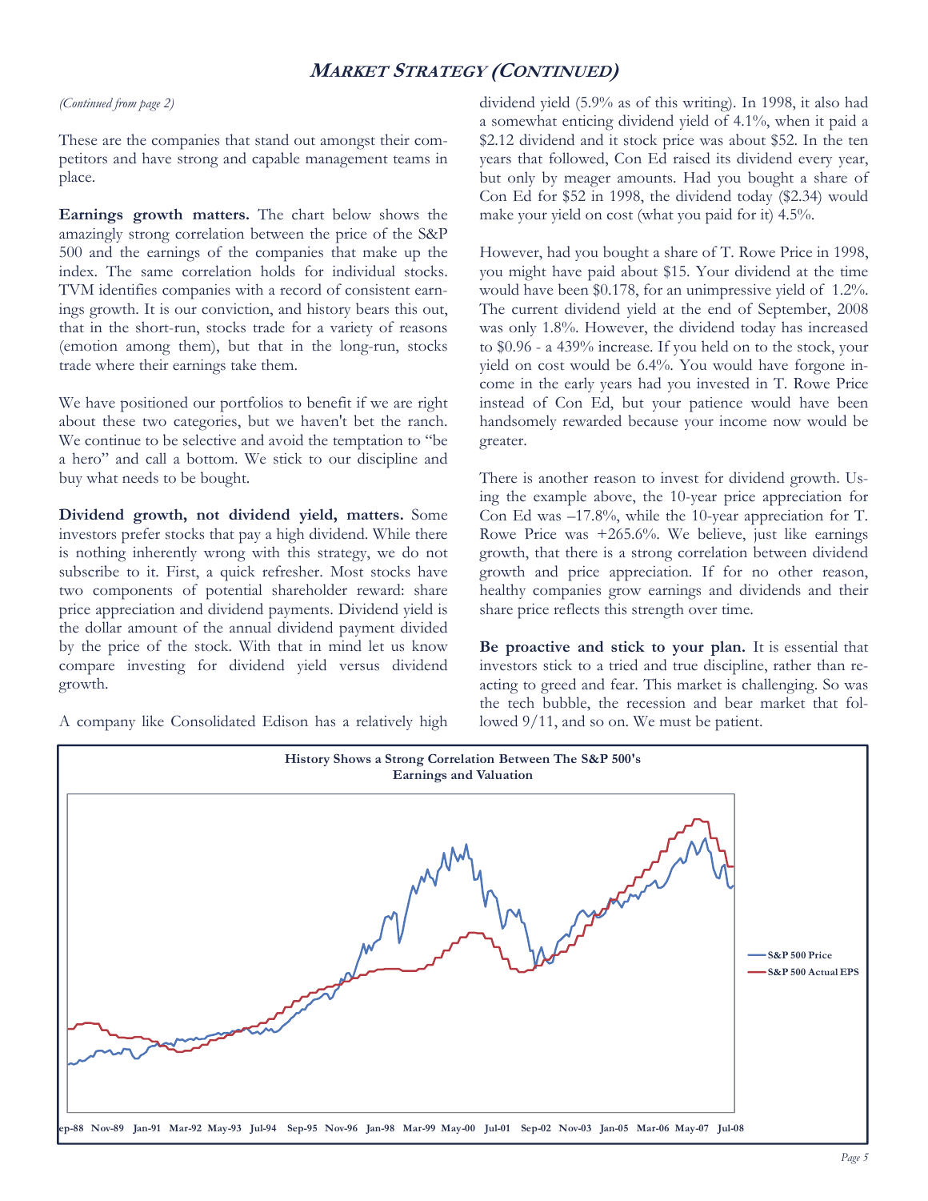## MARKET STRATEGY (CONTINUED)

*(Continued from page 2)*

These are the companies that stand out amongst their competitors and have strong and capable management teams in place.

**Earnings growth matters.** The chart below shows the amazingly strong correlation between the price of the S&P 500 and the earnings of the companies that make up the index. The same correlation holds for individual stocks. TVM identifies companies with a record of consistent earnings growth. It is our conviction, and history bears this out, that in the short-run, stocks trade for a variety of reasons (emotion among them), but that in the long-run, stocks trade where their earnings take them.

We have positioned our portfolios to benefit if we are right about these two categories, but we haven't bet the ranch. We continue to be selective and avoid the temptation to "be a hero" and call a bottom. We stick to our discipline and buy what needs to be bought.

**Dividend growth, not dividend yield, matters.** Some investors prefer stocks that pay a high dividend. While there is nothing inherently wrong with this strategy, we do not subscribe to it. First, a quick refresher. Most stocks have two components of potential shareholder reward: share price appreciation and dividend payments. Dividend yield is the dollar amount of the annual dividend payment divided by the price of the stock. With that in mind let us know compare investing for dividend yield versus dividend growth.

A company like Consolidated Edison has a relatively high dividend yield (5.9% as of this writing). In 1998, it also had a somewhat enticing dividend yield of 4.1%, when it paid a $2.12 dividend and it stock price was about $52. In the ten years that followed, Con Ed raised its dividend every year, but only by meager amounts. Had you bought a share of Con Ed for $52 in 1998, the dividend today ($2.34) would make your yield on cost (what you paid for it) 4.5%.

However, had you bought a share of T. Rowe Price in 1998, you might have paid about $15. Your dividend at the time would have been $0.178, for an unimpressive yield of 1.2%. The current dividend yield at the end of September, 2008 was only 1.8%. However, the dividend today has increased to $0.96 - a 439% increase. If you held on to the stock, your yield on cost would be 6.4%. You would have forgone income in the early years had you invested in T. Rowe Price instead of Con Ed, but your patience would have been handsomely rewarded because your income now would be greater.

There is another reason to invest for dividend growth. Using the example above, the 10-year price appreciation for Con Ed was –17.8%, while the 10-year appreciation for T. Rowe Price was +265.6%. We believe, just like earnings growth, that there is a strong correlation between dividend growth and price appreciation. If for no other reason, healthy companies grow earnings and dividends and their share price reflects this strength over time.

**Be proactive and stick to your plan.** It is essential that investors stick to a tried and true discipline, rather than reacting to greed and fear. This market is challenging. So was the tech bubble, the recession and bear market that followed 9/11, and so on. We must be patient.

**History Shows a Strong Correlation Between The S&P 500's Earnings and Valuation**

Legend: S&P 500 Price; S&P 500 Actual EPS

Sep-88, Nov-89, Jan-91, Mar-92, May-93, Jul-94, Sep-95, Nov-96, Jan-98, Mar-99, May-00, Jul-01, Sep-02, Nov-03, Jan-05, Mar-06, May-07, Jul-08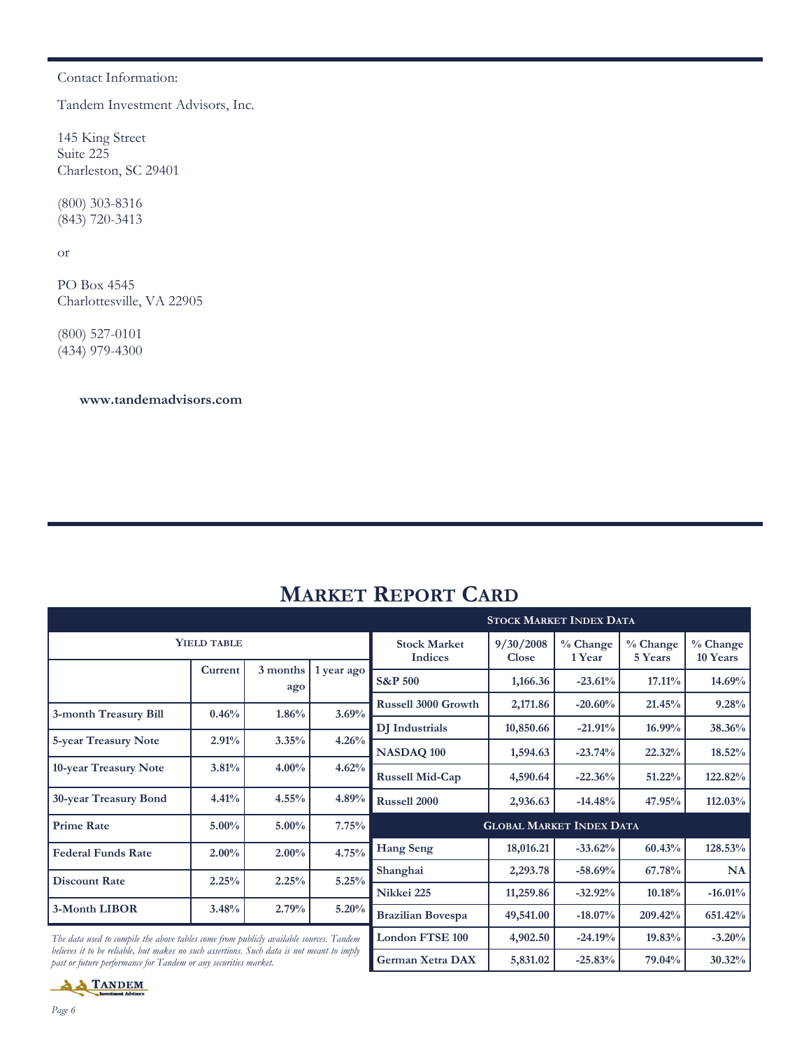Contact Information:

Tandem Investment Advisors, Inc.

145 King Street
Suite 225
Charleston, SC 29401

(800) 303-8316
(843) 720-3413

or

PO Box 4545
Charlottesville, VA 22905

(800) 527-0101
(434) 979-4300

**www.tandemadvisors.com**

# Market Report Card

| **Yield Table** | | | |
|---|---|---|---|
| | **Current** | **3 months ago** | **1 year ago** |
| **3-month Treasury Bill** | **0.46%** | **1.86%** | **3.69%** |
| **5-year Treasury Note** | **2.91%** | **3.35%** | **4.26%** |
| **10-year Treasury Note** | **3.81%** | **4.00%** | **4.62%** |
| **30-year Treasury Bond** | **4.41%** | **4.55%** | **4.89%** |
| **Prime Rate** | **5.00%** | **5.00%** | **7.75%** |
| **Federal Funds Rate** | **2.00%** | **2.00%** | **4.75%** |
| **Discount Rate** | **2.25%** | **2.25%** | **5.25%** |
| **3-Month LIBOR** | **3.48%** | **2.79%** | **5.20%** |

*The data used to compile the above tables come from publicly available sources. Tandem believes it to be reliable, but makes no such assertions. Such data is not meant to imply past or future performance for Tandem or any securities market.*

| **Stock Market Index Data** | | | | |
|---|---|---|---|---|
| **Stock Market Indices** | **9/30/2008 Close** | **% Change 1 Year** | **% Change 5 Years** | **% Change 10 Years** |
| **S&P 500** | **1,166.36** | **-23.61%** | **17.11%** | **14.69%** |
| **Russell 3000 Growth** | **2,171.86** | **-20.60%** | **21.45%** | **9.28%** |
| **DJ Industrials** | **10,850.66** | **-21.91%** | **16.99%** | **38.36%** |
| **NASDAQ 100** | **1,594.63** | **-23.74%** | **22.32%** | **18.52%** |
| **Russell Mid-Cap** | **4,590.64** | **-22.36%** | **51.22%** | **122.82%** |
| **Russell 2000** | **2,936.63** | **-14.48%** | **47.95%** | **112.03%** |
| **Global Market Index Data** | | | | |
| **Hang Seng** | **18,016.21** | **-33.62%** | **60.43%** | **128.53%** |
| **Shanghai** | **2,293.78** | **-58.69%** | **67.78%** | **NA** |
| **Nikkei 225** | **11,259.86** | **-32.92%** | **10.18%** | **-16.01%** |
| **Brazilian Bovespa** | **49,541.00** | **-18.07%** | **209.42%** | **651.42%** |
| **London FTSE 100** | **4,902.50** | **-24.19%** | **19.83%** | **-3.20%** |
| **German Xetra DAX** | **5,831.02** | **-25.83%** | **79.04%** | **30.32%** |